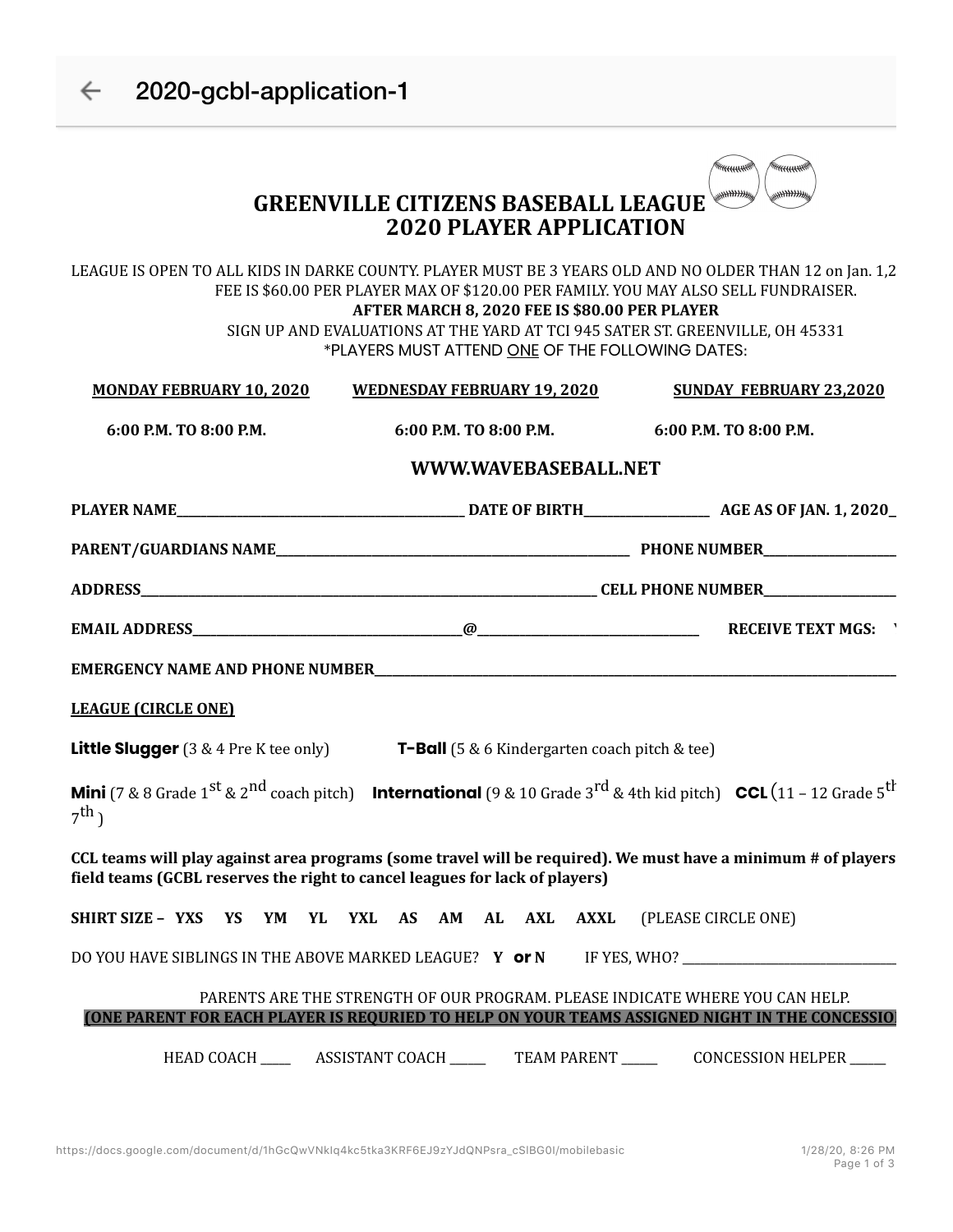# GREENVILLE CITIZENS BASEBALL LEAGUE
## 2020 PLAYER APPLICATION

LEAGUE IS OPEN TO ALL KIDS IN DARKE COUNTY. PLAYER MUST BE 3 YEARS OLD AND NO OLDER THAN 12 on Jan. 1,2
FEE IS $60.00 PER PLAYER MAX OF $120.00 PER FAMILY. YOU MAY ALSO SELL FUNDRAISER.
**AFTER MARCH 8, 2020 FEE IS $80.00 PER PLAYER**
SIGN UP AND EVALUATIONS AT THE YARD AT TCI 945 SATER ST. GREENVILLE, OH 45331
*PLAYERS MUST ATTEND ONE OF THE FOLLOWING DATES:

| **MONDAY FEBRUARY 10, 2020** | **WEDNESDAY FEBRUARY 19, 2020** | **SUNDAY FEBRUARY 23,2020** |
|---|---|---|
| **6:00 P.M. TO 8:00 P.M.** | **6:00 P.M. TO 8:00 P.M.** | **6:00 P.M. TO 8:00 P.M.** |

**WWW.WAVEBASEBALL.NET**

**PLAYER NAME**_______________________________________ **DATE OF BIRTH**_________________ **AGE AS OF JAN. 1, 2020**_

**PARENT/GUARDIANS NAME**__________________________________________________ **PHONE NUMBER**__________________

**ADDRESS**_________________________________________________________________ **CELL PHONE NUMBER**__________________

**EMAIL ADDRESS**______________________________________@________________________________ **RECEIVE TEXT MGS:**

**EMERGENCY NAME AND PHONE NUMBER**_____________________________________________________________________________

**LEAGUE (CIRCLE ONE)**

**Little Slugger** (3 & 4 Pre K tee only) **T-Ball** (5 & 6 Kindergarten coach pitch & tee)

**Mini** (7 & 8 Grade 1st & 2nd coach pitch) **International** (9 & 10 Grade 3rd & 4th kid pitch) **CCL** (11 – 12 Grade 5th 7th )

**CCL teams will play against area programs (some travel will be required). We must have a minimum # of players field teams (GCBL reserves the right to cancel leagues for lack of players)**

**SHIRT SIZE – YXS YS YM YL YXL AS AM AL AXL AXXL** (PLEASE CIRCLE ONE)

DO YOU HAVE SIBLINGS IN THE ABOVE MARKED LEAGUE? **Y or N** IF YES, WHO? ______________________________

PARENTS ARE THE STRENGTH OF OUR PROGRAM. PLEASE INDICATE WHERE YOU CAN HELP.
**(ONE PARENT FOR EACH PLAYER IS REQURIED TO HELP ON YOUR TEAMS ASSIGNED NIGHT IN THE CONCESSIO**

HEAD COACH _____ ASSISTANT COACH _____ TEAM PARENT _____ CONCESSION HELPER _____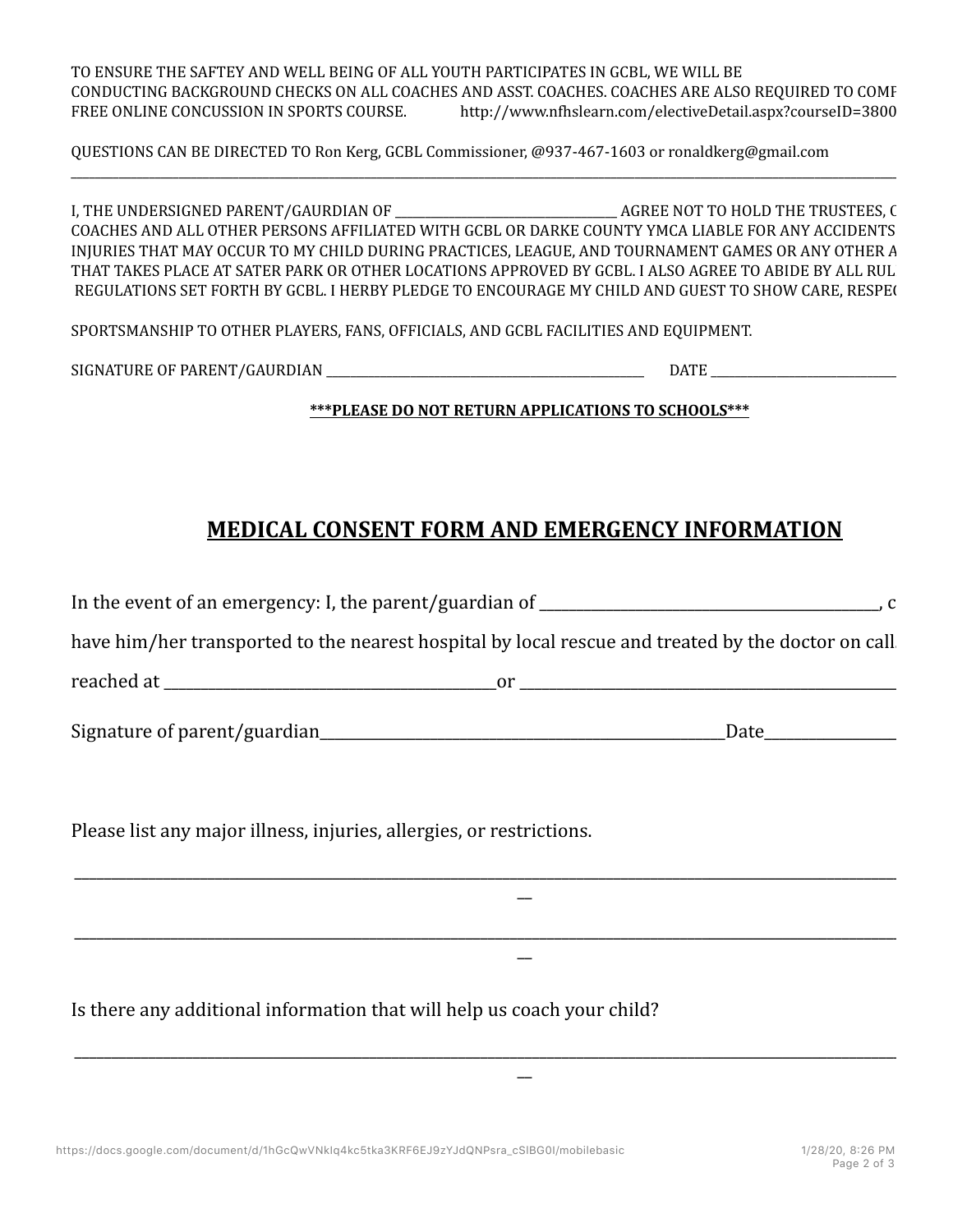TO ENSURE THE SAFTEY AND WELL BEING OF ALL YOUTH PARTICIPATES IN GCBL, WE WILL BE CONDUCTING BACKGROUND CHECKS ON ALL COACHES AND ASST. COACHES. COACHES ARE ALSO REQUIRED TO COMF FREE ONLINE CONCUSSION IN SPORTS COURSE. http://www.nfhslearn.com/electiveDetail.aspx?courseID=3800

QUESTIONS CAN BE DIRECTED TO Ron Kerg, GCBL Commissioner, @937-467-1603 or ronaldkerg@gmail.com

---

I, THE UNDERSIGNED PARENT/GAURDIAN OF ________________________________ AGREE NOT TO HOLD THE TRUSTEES, C COACHES AND ALL OTHER PERSONS AFFILIATED WITH GCBL OR DARKE COUNTY YMCA LIABLE FOR ANY ACCIDENTS INJURIES THAT MAY OCCUR TO MY CHILD DURING PRACTICES, LEAGUE, AND TOURNAMENT GAMES OR ANY OTHER A THAT TAKES PLACE AT SATER PARK OR OTHER LOCATIONS APPROVED BY GCBL. I ALSO AGREE TO ABIDE BY ALL RUL REGULATIONS SET FORTH BY GCBL. I HERBY PLEDGE TO ENCOURAGE MY CHILD AND GUEST TO SHOW CARE, RESPEC

SPORTSMANSHIP TO OTHER PLAYERS, FANS, OFFICIALS, AND GCBL FACILITIES AND EQUIPMENT.

SIGNATURE OF PARENT/GAURDIAN ______________________________________________ DATE __________________________

**\*\*\*PLEASE DO NOT RETURN APPLICATIONS TO SCHOOLS\*\*\***

## MEDICAL CONSENT FORM AND EMERGENCY INFORMATION

In the event of an emergency: I, the parent/guardian of __________________________________________, c

have him/her transported to the nearest hospital by local rescue and treated by the doctor on call

reached at __________________________________________or ________________________________________________

Signature of parent/guardian_____________________________________________________Date_________________

Please list any major illness, injuries, allergies, or restrictions.

______________________________________________________________________________________________________________

______________________________________________________________________________________________________________

Is there any additional information that will help us coach your child?

______________________________________________________________________________________________________________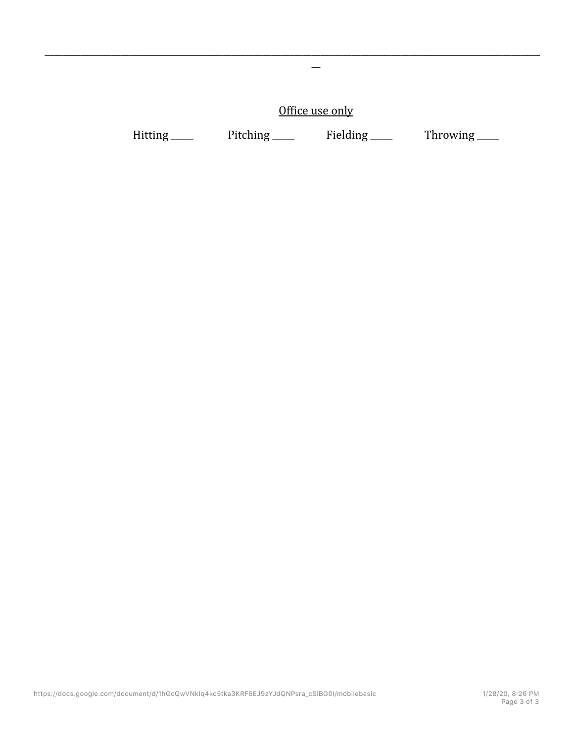______________________________________________________________________________

<u>Office use only</u>

Hitting _____ Pitching _____ Fielding _____ Throwing _____